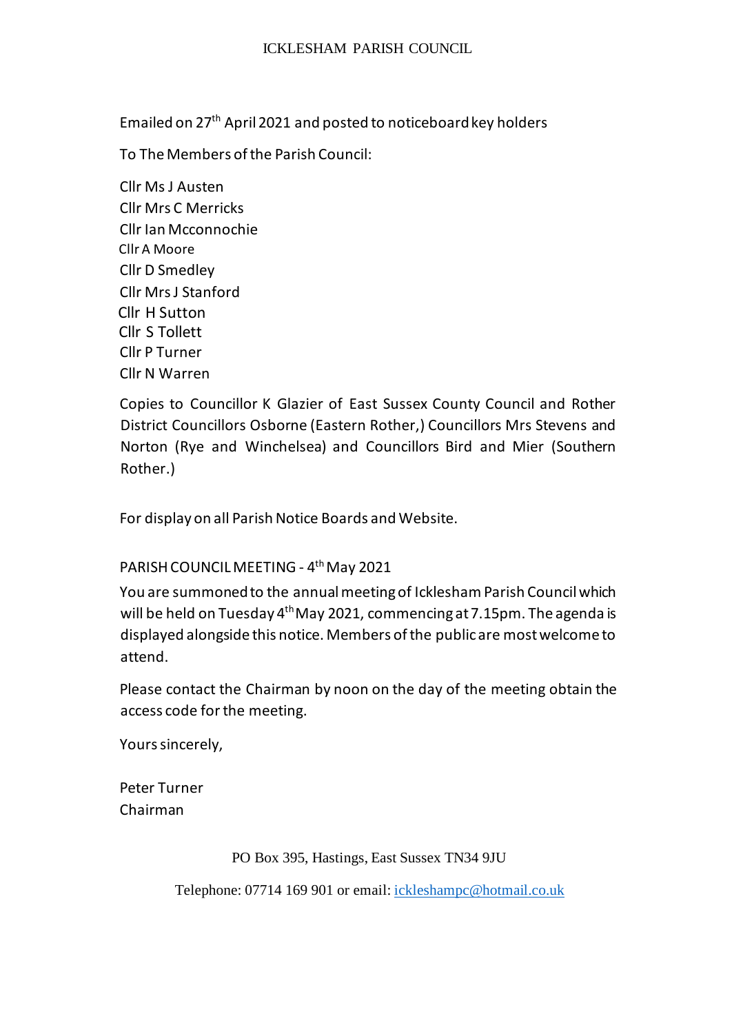# ICKLESHAM PARISH COUNCIL

Emailed on 27th April 2021 and posted to noticeboard key holders

To The Members of the Parish Council:

Cllr Ms J Austen
Cllr Mrs C Merricks
Cllr Ian Mcconnochie
Cllr A Moore
Cllr D Smedley
Cllr Mrs J Stanford
Cllr H Sutton
Cllr S Tollett
Cllr P Turner
Cllr N Warren

Copies to Councillor K Glazier of East Sussex County Council and Rother District Councillors Osborne (Eastern Rother,) Councillors Mrs Stevens and Norton (Rye and Winchelsea) and Councillors Bird and Mier (Southern Rother.)

For display on all Parish Notice Boards and Website.

PARISH COUNCIL MEETING - 4th May 2021

You are summoned to the annual meeting of Icklesham Parish Council which will be held on Tuesday 4th May 2021, commencing at 7.15pm. The agenda is displayed alongside this notice. Members of the public are most welcome to attend.

Please contact the Chairman by noon on the day of the meeting obtain the access code for the meeting.

Yours sincerely,

Peter Turner
Chairman

PO Box 395, Hastings, East Sussex TN34 9JU

Telephone: 07714 169 901 or email: ickleshampc@hotmail.co.uk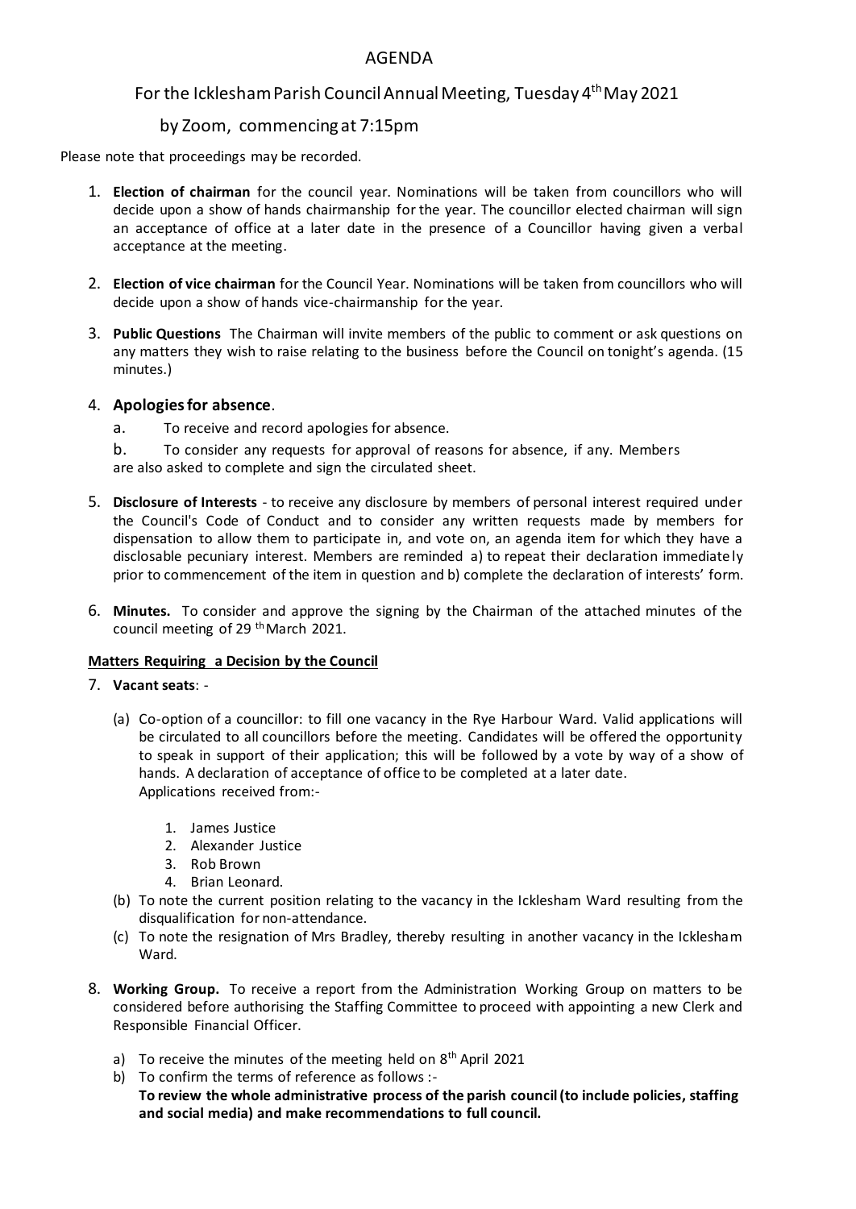# AGENDA

## For the Icklesham Parish Council Annual Meeting, Tuesday 4th May 2021

## by Zoom, commencing at 7:15pm

Please note that proceedings may be recorded.

1. **Election of chairman** for the council year. Nominations will be taken from councillors who will decide upon a show of hands chairmanship for the year. The councillor elected chairman will sign an acceptance of office at a later date in the presence of a Councillor having given a verbal acceptance at the meeting.

2. **Election of vice chairman** for the Council Year. Nominations will be taken from councillors who will decide upon a show of hands vice-chairmanship for the year.

3. **Public Questions** The Chairman will invite members of the public to comment or ask questions on any matters they wish to raise relating to the business before the Council on tonight's agenda. (15 minutes.)

4. **Apologies for absence**.
   a. To receive and record apologies for absence.
   b. To consider any requests for approval of reasons for absence, if any. Members are also asked to complete and sign the circulated sheet.

5. **Disclosure of Interests** - to receive any disclosure by members of personal interest required under the Council's Code of Conduct and to consider any written requests made by members for dispensation to allow them to participate in, and vote on, an agenda item for which they have a disclosable pecuniary interest. Members are reminded a) to repeat their declaration immediately prior to commencement of the item in question and b) complete the declaration of interests' form.

6. **Minutes.** To consider and approve the signing by the Chairman of the attached minutes of the council meeting of 29th March 2021.

**Matters Requiring a Decision by the Council**

7. **Vacant seats**: -

   (a) Co-option of a councillor: to fill one vacancy in the Rye Harbour Ward. Valid applications will be circulated to all councillors before the meeting. Candidates will be offered the opportunity to speak in support of their application; this will be followed by a vote by way of a show of hands. A declaration of acceptance of office to be completed at a later date.
   Applications received from:-

   1. James Justice
   2. Alexander Justice
   3. Rob Brown
   4. Brian Leonard.

   (b) To note the current position relating to the vacancy in the Icklesham Ward resulting from the disqualification for non-attendance.

   (c) To note the resignation of Mrs Bradley, thereby resulting in another vacancy in the Icklesham Ward.

8. **Working Group.** To receive a report from the Administration Working Group on matters to be considered before authorising the Staffing Committee to proceed with appointing a new Clerk and Responsible Financial Officer.

   a) To receive the minutes of the meeting held on 8th April 2021
   b) To confirm the terms of reference as follows :-
   **To review the whole administrative process of the parish council (to include policies, staffing and social media) and make recommendations to full council.**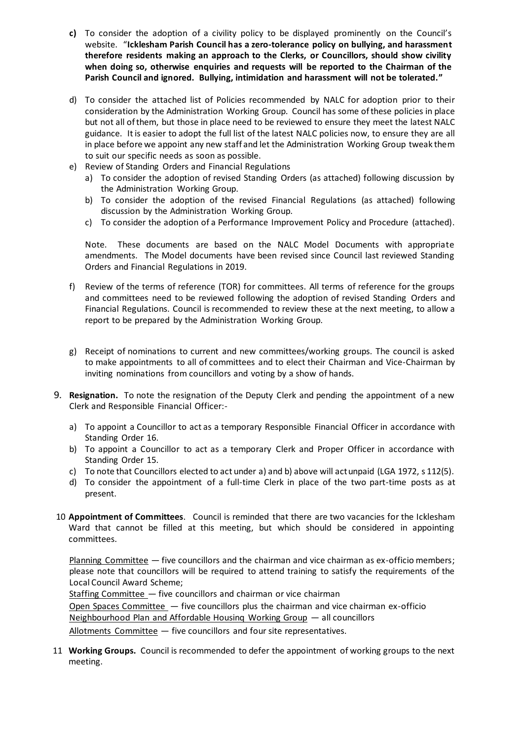- **c)** To consider the adoption of a civility policy to be displayed prominently on the Council's website. "**Icklesham Parish Council has a zero-tolerance policy on bullying, and harassment therefore residents making an approach to the Clerks, or Councillors, should show civility when doing so, otherwise enquiries and requests will be reported to the Chairman of the Parish Council and ignored. Bullying, intimidation and harassment will not be tolerated.**"

- d) To consider the attached list of Policies recommended by NALC for adoption prior to their consideration by the Administration Working Group. Council has some of these policies in place but not all of them, but those in place need to be reviewed to ensure they meet the latest NALC guidance. It is easier to adopt the full list of the latest NALC policies now, to ensure they are all in place before we appoint any new staff and let the Administration Working Group tweak them to suit our specific needs as soon as possible.

- e) Review of Standing Orders and Financial Regulations
  - a) To consider the adoption of revised Standing Orders (as attached) following discussion by the Administration Working Group.
  - b) To consider the adoption of the revised Financial Regulations (as attached) following discussion by the Administration Working Group.
  - c) To consider the adoption of a Performance Improvement Policy and Procedure (attached).

  Note. These documents are based on the NALC Model Documents with appropriate amendments. The Model documents have been revised since Council last reviewed Standing Orders and Financial Regulations in 2019.

- f) Review of the terms of reference (TOR) for committees. All terms of reference for the groups and committees need to be reviewed following the adoption of revised Standing Orders and Financial Regulations. Council is recommended to review these at the next meeting, to allow a report to be prepared by the Administration Working Group.

- g) Receipt of nominations to current and new committees/working groups. The council is asked to make appointments to all of committees and to elect their Chairman and Vice-Chairman by inviting nominations from councillors and voting by a show of hands.

9. **Resignation.** To note the resignation of the Deputy Clerk and pending the appointment of a new Clerk and Responsible Financial Officer:-
   - a) To appoint a Councillor to act as a temporary Responsible Financial Officer in accordance with Standing Order 16.
   - b) To appoint a Councillor to act as a temporary Clerk and Proper Officer in accordance with Standing Order 15.
   - c) To note that Councillors elected to act under a) and b) above will act unpaid (LGA 1972, s 112(5).
   - d) To consider the appointment of a full-time Clerk in place of the two part-time posts as at present.

10. **Appointment of Committees**. Council is reminded that there are two vacancies for the Icklesham Ward that cannot be filled at this meeting, but which should be considered in appointing committees.

    Planning Committee — five councillors and the chairman and vice chairman as ex-officio members; please note that councillors will be required to attend training to satisfy the requirements of the Local Council Award Scheme;
    Staffing Committee — five councillors and chairman or vice chairman
    Open Spaces Committee — five councillors plus the chairman and vice chairman ex-officio
    Neighbourhood Plan and Affordable Housing Working Group — all councillors
    Allotments Committee — five councillors and four site representatives.

11. **Working Groups.** Council is recommended to defer the appointment of working groups to the next meeting.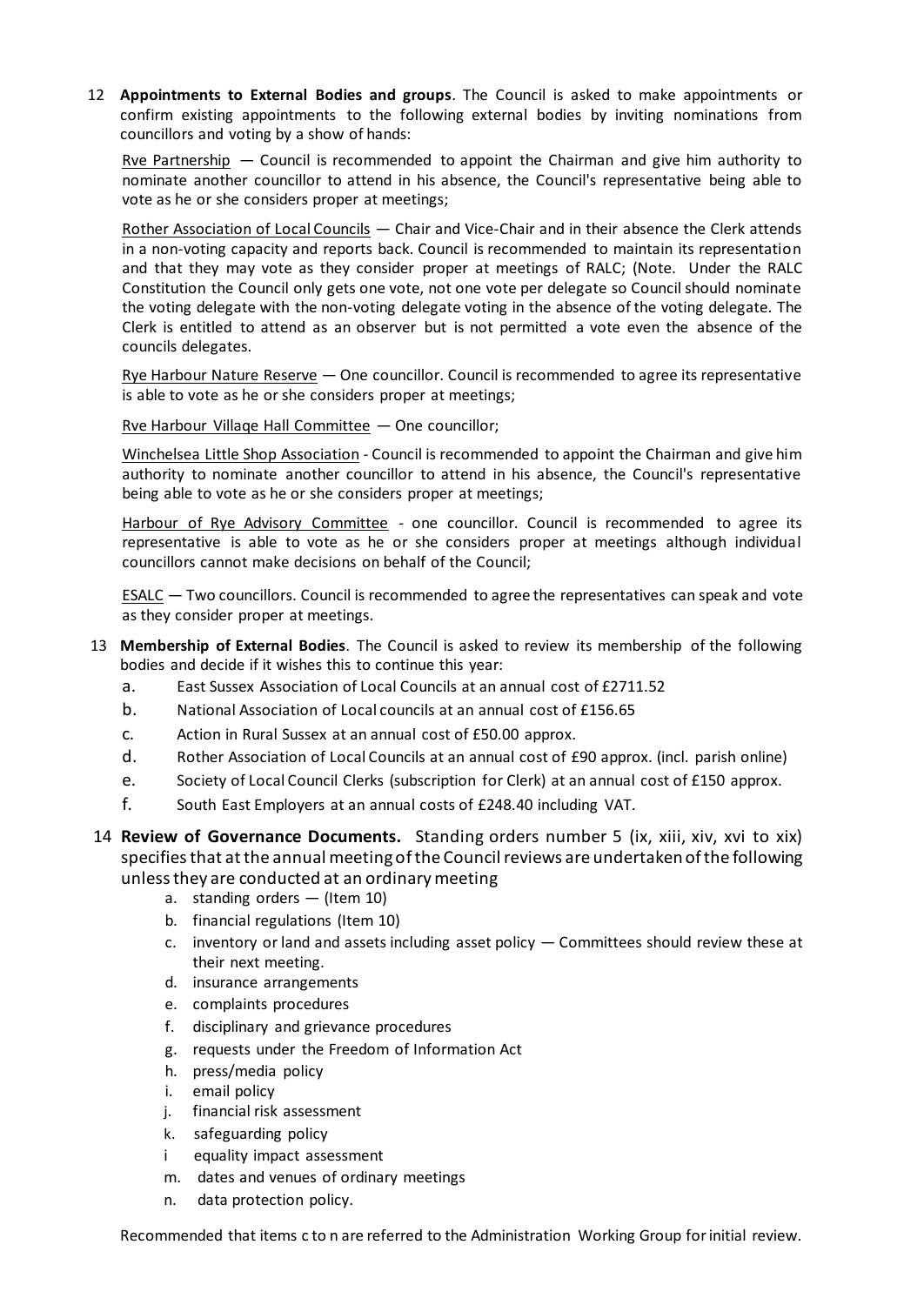12 **Appointments to External Bodies and groups**. The Council is asked to make appointments or confirm existing appointments to the following external bodies by inviting nominations from councillors and voting by a show of hands:

Rye Partnership — Council is recommended to appoint the Chairman and give him authority to nominate another councillor to attend in his absence, the Council's representative being able to vote as he or she considers proper at meetings;

Rother Association of Local Councils — Chair and Vice-Chair and in their absence the Clerk attends in a non-voting capacity and reports back. Council is recommended to maintain its representation and that they may vote as they consider proper at meetings of RALC; (Note. Under the RALC Constitution the Council only gets one vote, not one vote per delegate so Council should nominate the voting delegate with the non-voting delegate voting in the absence of the voting delegate. The Clerk is entitled to attend as an observer but is not permitted a vote even the absence of the councils delegates.

Rye Harbour Nature Reserve — One councillor. Council is recommended to agree its representative is able to vote as he or she considers proper at meetings;

Rye Harbour Village Hall Committee — One councillor;

Winchelsea Little Shop Association - Council is recommended to appoint the Chairman and give him authority to nominate another councillor to attend in his absence, the Council's representative being able to vote as he or she considers proper at meetings;

Harbour of Rye Advisory Committee - one councillor. Council is recommended to agree its representative is able to vote as he or she considers proper at meetings although individual councillors cannot make decisions on behalf of the Council;

ESALC — Two councillors. Council is recommended to agree the representatives can speak and vote as they consider proper at meetings.

13 **Membership of External Bodies**. The Council is asked to review its membership of the following bodies and decide if it wishes this to continue this year:

a. East Sussex Association of Local Councils at an annual cost of £2711.52
b. National Association of Local councils at an annual cost of £156.65
c. Action in Rural Sussex at an annual cost of £50.00 approx.
d. Rother Association of Local Councils at an annual cost of £90 approx. (incl. parish online)
e. Society of Local Council Clerks (subscription for Clerk) at an annual cost of £150 approx.
f. South East Employers at an annual costs of £248.40 including VAT.

14 **Review of Governance Documents.** Standing orders number 5 (ix, xiii, xiv, xvi to xix) specifies that at the annual meeting of the Council reviews are undertaken of the following unless they are conducted at an ordinary meeting

a. standing orders — (Item 10)
b. financial regulations (Item 10)
c. inventory or land and assets including asset policy — Committees should review these at their next meeting.
d. insurance arrangements
e. complaints procedures
f. disciplinary and grievance procedures
g. requests under the Freedom of Information Act
h. press/media policy
i. email policy
j. financial risk assessment
k. safeguarding policy
i equality impact assessment
m. dates and venues of ordinary meetings
n. data protection policy.

Recommended that items c to n are referred to the Administration Working Group for initial review.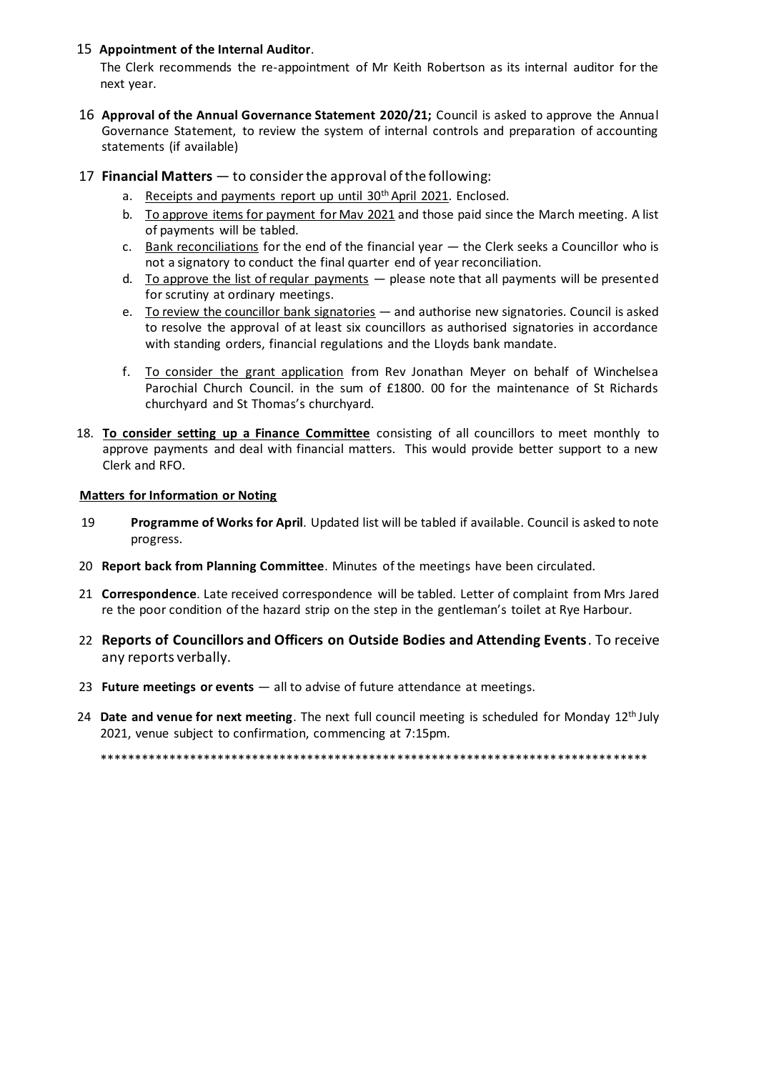15 **Appointment of the Internal Auditor**.

The Clerk recommends the re-appointment of Mr Keith Robertson as its internal auditor for the next year.

16 **Approval of the Annual Governance Statement 2020/21;** Council is asked to approve the Annual Governance Statement, to review the system of internal controls and preparation of accounting statements (if available)

17 **Financial Matters** — to consider the approval of the following:

a. Receipts and payments report up until 30th April 2021. Enclosed.

b. To approve items for payment for Mav 2021 and those paid since the March meeting. A list of payments will be tabled.

c. Bank reconciliations for the end of the financial year — the Clerk seeks a Councillor who is not a signatory to conduct the final quarter end of year reconciliation.

d. To approve the list of reqular payments — please note that all payments will be presented for scrutiny at ordinary meetings.

e. To review the councillor bank signatories — and authorise new signatories. Council is asked to resolve the approval of at least six councillors as authorised signatories in accordance with standing orders, financial regulations and the Lloyds bank mandate.

f. To consider the grant application from Rev Jonathan Meyer on behalf of Winchelsea Parochial Church Council. in the sum of £1800. 00 for the maintenance of St Richards churchyard and St Thomas's churchyard.

18. **To consider setting up a Finance Committee** consisting of all councillors to meet monthly to approve payments and deal with financial matters. This would provide better support to a new Clerk and RFO.

**Matters for Information or Noting**

19 **Programme of Works for April**. Updated list will be tabled if available. Council is asked to note progress.

20 **Report back from Planning Committee**. Minutes of the meetings have been circulated.

21 **Correspondence**. Late received correspondence will be tabled. Letter of complaint from Mrs Jared re the poor condition of the hazard strip on the step in the gentleman's toilet at Rye Harbour.

22 **Reports of Councillors and Officers on Outside Bodies and Attending Events**. To receive any reports verbally.

23 **Future meetings or events** — all to advise of future attendance at meetings.

24 **Date and venue for next meeting**. The next full council meeting is scheduled for Monday 12th July 2021, venue subject to confirmation, commencing at 7:15pm.

********************************************************************************